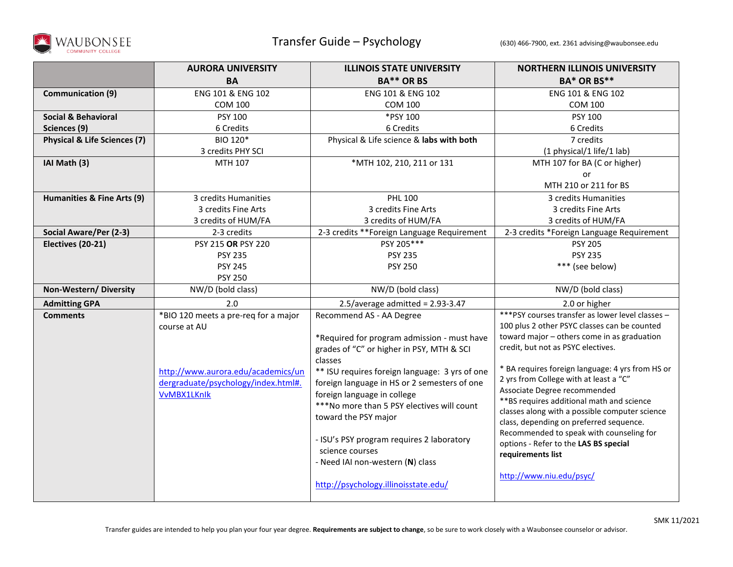# Transfer Guide – Psychology

WAUBONSEE COMMUNITY COLLEGE

(630) 466-7900, ext. 2361 advising@waubonsee.edu

| | **AURORA UNIVERSITY BA** | **ILLINOIS STATE UNIVERSITY BA** OR BS** | **NORTHERN ILLINOIS UNIVERSITY BA* OR BS**** |
|---|---|---|---|
| **Communication (9)** | ENG 101 & ENG 102<br>COM 100 | ENG 101 & ENG 102<br>COM 100 | ENG 101 & ENG 102<br>COM 100 |
| **Social & Behavioral Sciences (9)** | PSY 100<br>6 Credits | *PSY 100<br>6 Credits | PSY 100<br>6 Credits |
| **Physical & Life Sciences (7)** | BIO 120*<br>3 credits PHY SCI | Physical & Life science & **labs with both** | 7 credits<br>(1 physical/1 life/1 lab) |
| **IAI Math (3)** | MTH 107 | *MTH 102, 210, 211 or 131 | MTH 107 for BA (C or higher)<br>or<br>MTH 210 or 211 for BS |
| **Humanities & Fine Arts (9)** | 3 credits Humanities<br>3 credits Fine Arts<br>3 credits of HUM/FA | PHL 100<br>3 credits Fine Arts<br>3 credits of HUM/FA | 3 credits Humanities<br>3 credits Fine Arts<br>3 credits of HUM/FA |
| **Social Aware/Per (2-3)** | 2-3 credits | 2-3 credits **Foreign Language Requirement | 2-3 credits *Foreign Language Requirement |
| **Electives (20-21)** | PSY 215 **OR** PSY 220<br>PSY 235<br>PSY 245<br>PSY 250 | PSY 205***<br>PSY 235<br>PSY 250 | PSY 205<br>PSY 235<br>*** (see below) |
| **Non-Western/ Diversity** | NW/D (bold class) | NW/D (bold class) | NW/D (bold class) |
| **Admitting GPA** | 2.0 | 2.5/average admitted = 2.93-3.47 | 2.0 or higher |
| **Comments** | *BIO 120 meets a pre-req for a major course at AU<br><br>http://www.aurora.edu/academics/undergraduate/psychology/index.html#.VvMBX1LKnIk | Recommend AS - AA Degree<br><br>*Required for program admission - must have grades of "C" or higher in PSY, MTH & SCI classes<br>** ISU requires foreign language: 3 yrs of one foreign language in HS or 2 semesters of one foreign language in college<br>***No more than 5 PSY electives will count toward the PSY major<br><br>- ISU's PSY program requires 2 laboratory science courses<br>- Need IAI non-western (**N**) class<br><br>http://psychology.illinoisstate.edu/ | ***PSY courses transfer as lower level classes – 100 plus 2 other PSYC classes can be counted toward major – others come in as graduation credit, but not as PSYC electives.<br><br>* BA requires foreign language: 4 yrs from HS or 2 yrs from College with at least a "C"<br>Associate Degree recommended<br>**BS requires additional math and science classes along with a possible computer science class, depending on preferred sequence. Recommended to speak with counseling for options - Refer to the **LAS BS special requirements list**<br><br>http://www.niu.edu/psyc/ |

SMK 11/2021

Transfer guides are intended to help you plan your four year degree. **Requirements are subject to change**, so be sure to work closely with a Waubonsee counselor or advisor.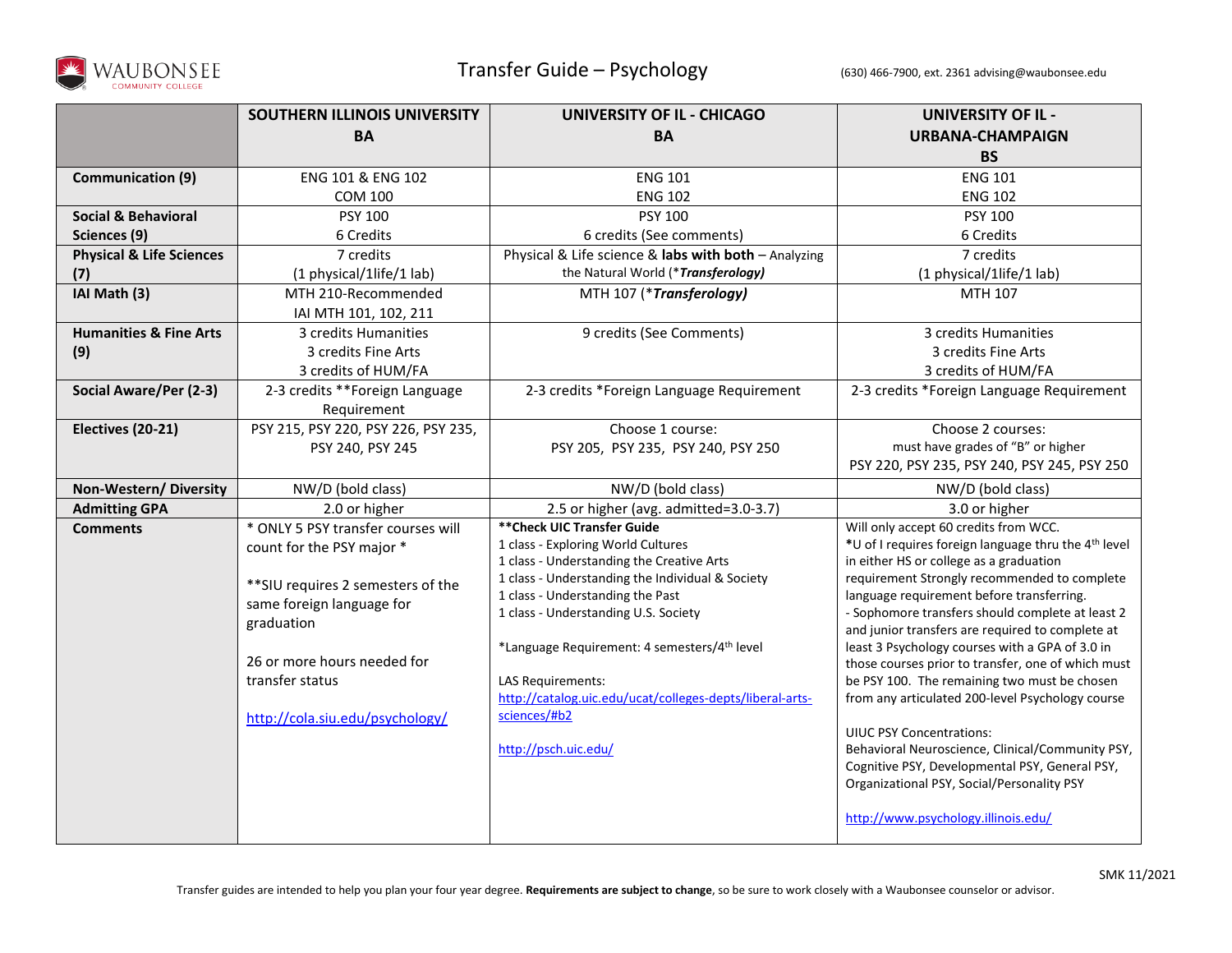# Transfer Guide – Psychology

(630) 466-7900, ext. 2361 advising@waubonsee.edu

| | **SOUTHERN ILLINOIS UNIVERSITY BA** | **UNIVERSITY OF IL - CHICAGO BA** | **UNIVERSITY OF IL - URBANA-CHAMPAIGN BS** |
|---|---|---|---|
| **Communication (9)** | ENG 101 & ENG 102<br>COM 100 | ENG 101<br>ENG 102 | ENG 101<br>ENG 102 |
| **Social & Behavioral Sciences (9)** | PSY 100<br>6 Credits | PSY 100<br>6 credits (See comments) | PSY 100<br>6 Credits |
| **Physical & Life Sciences (7)** | 7 credits<br>(1 physical/1life/1 lab) | Physical & Life science & **labs with both** – Analyzing the Natural World (***Transferology)*** | 7 credits<br>(1 physical/1life/1 lab) |
| **IAI Math (3)** | MTH 210-Recommended<br>IAI MTH 101, 102, 211 | MTH 107 (***Transferology)*** | MTH 107 |
| **Humanities & Fine Arts (9)** | 3 credits Humanities<br>3 credits Fine Arts<br>3 credits of HUM/FA | 9 credits (See Comments) | 3 credits Humanities<br>3 credits Fine Arts<br>3 credits of HUM/FA |
| **Social Aware/Per (2-3)** | 2-3 credits **Foreign Language Requirement | 2-3 credits *Foreign Language Requirement | 2-3 credits *Foreign Language Requirement |
| **Electives (20-21)** | PSY 215, PSY 220, PSY 226, PSY 235, PSY 240, PSY 245 | Choose 1 course:<br>PSY 205, PSY 235, PSY 240, PSY 250 | Choose 2 courses:<br>must have grades of "B" or higher<br>PSY 220, PSY 235, PSY 240, PSY 245, PSY 250 |
| **Non-Western/ Diversity** | NW/D (bold class) | NW/D (bold class) | NW/D (bold class) |
| **Admitting GPA** | 2.0 or higher | 2.5 or higher (avg. admitted=3.0-3.7) | 3.0 or higher |
| **Comments** | * ONLY 5 PSY transfer courses will count for the PSY major *<br><br>**SIU requires 2 semesters of the same foreign language for graduation<br><br>26 or more hours needed for transfer status<br><br>http://cola.siu.edu/psychology/ | ****Check UIC Transfer Guide**<br>1 class - Exploring World Cultures<br>1 class - Understanding the Creative Arts<br>1 class - Understanding the Individual & Society<br>1 class - Understanding the Past<br>1 class - Understanding U.S. Society<br><br>*Language Requirement: 4 semesters/4th level<br><br>LAS Requirements:<br>http://catalog.uic.edu/ucat/colleges-depts/liberal-arts-sciences/#b2<br><br>http://psch.uic.edu/ | Will only accept 60 credits from WCC.<br>*U of I requires foreign language thru the 4th level in either HS or college as a graduation requirement Strongly recommended to complete language requirement before transferring.<br>- Sophomore transfers should complete at least 2 and junior transfers are required to complete at least 3 Psychology courses with a GPA of 3.0 in those courses prior to transfer, one of which must be PSY 100. The remaining two must be chosen from any articulated 200-level Psychology course<br><br>UIUC PSY Concentrations:<br>Behavioral Neuroscience, Clinical/Community PSY, Cognitive PSY, Developmental PSY, General PSY, Organizational PSY, Social/Personality PSY<br><br>http://www.psychology.illinois.edu/ |

SMK 11/2021

Transfer guides are intended to help you plan your four year degree. **Requirements are subject to change**, so be sure to work closely with a Waubonsee counselor or advisor.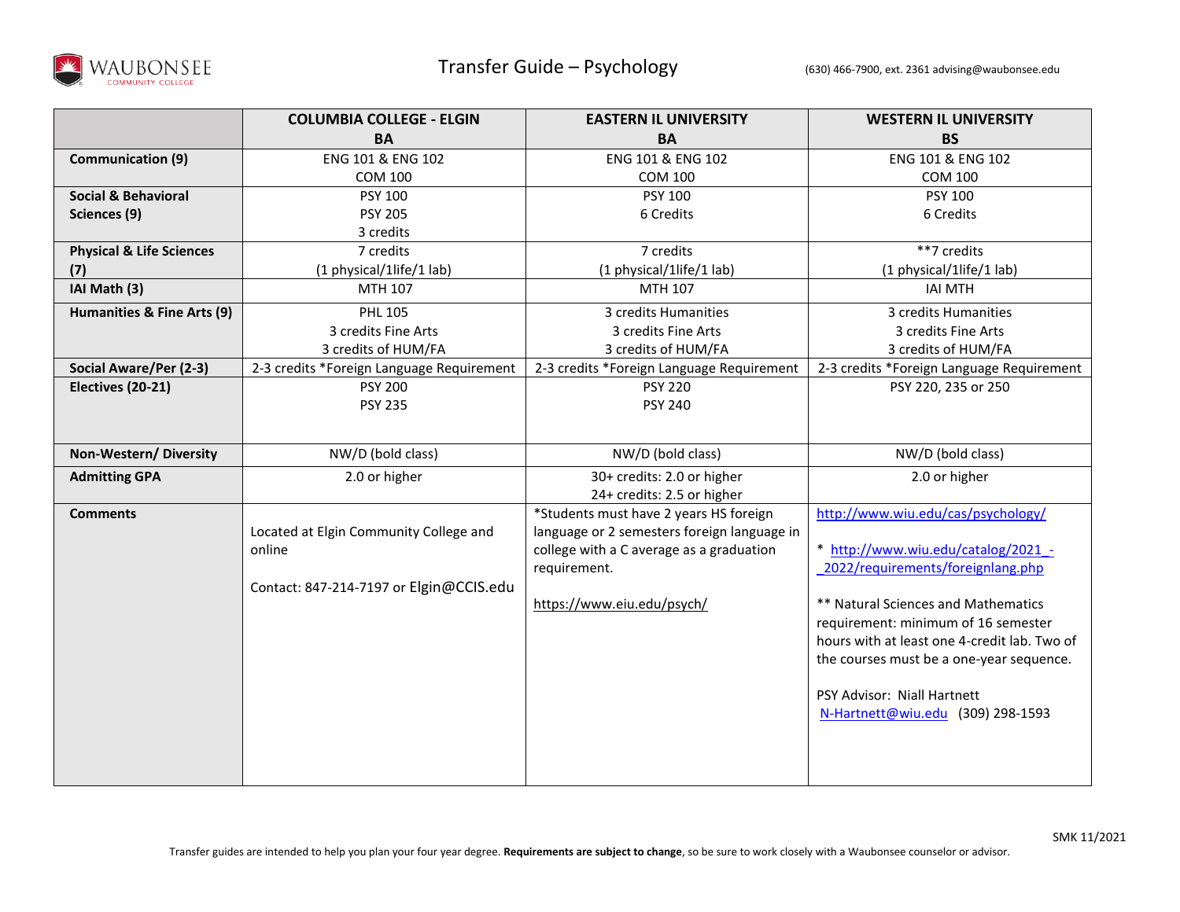# Transfer Guide – Psychology

(630) 466-7900, ext. 2361 advising@waubonsee.edu

| | COLUMBIA COLLEGE - ELGIN BA | EASTERN IL UNIVERSITY BA | WESTERN IL UNIVERSITY BS |
|---|---|---|---|
| **Communication (9)** | ENG 101 & ENG 102<br>COM 100 | ENG 101 & ENG 102<br>COM 100 | ENG 101 & ENG 102<br>COM 100 |
| **Social & Behavioral Sciences (9)** | PSY 100<br>PSY 205<br>3 credits | PSY 100<br>6 Credits | PSY 100<br>6 Credits |
| **Physical & Life Sciences (7)** | 7 credits<br>(1 physical/1life/1 lab) | 7 credits<br>(1 physical/1life/1 lab) | **7 credits<br>(1 physical/1life/1 lab) |
| **IAI Math (3)** | MTH 107 | MTH 107 | IAI MTH |
| **Humanities & Fine Arts (9)** | PHL 105<br>3 credits Fine Arts<br>3 credits of HUM/FA | 3 credits Humanities<br>3 credits Fine Arts<br>3 credits of HUM/FA | 3 credits Humanities<br>3 credits Fine Arts<br>3 credits of HUM/FA |
| **Social Aware/Per (2-3)** | 2-3 credits *Foreign Language Requirement | 2-3 credits *Foreign Language Requirement | 2-3 credits *Foreign Language Requirement |
| **Electives (20-21)** | PSY 200<br>PSY 235 | PSY 220<br>PSY 240 | PSY 220, 235 or 250 |
| **Non-Western/ Diversity** | NW/D (bold class) | NW/D (bold class) | NW/D (bold class) |
| **Admitting GPA** | 2.0 or higher | 30+ credits: 2.0 or higher<br>24+ credits: 2.5 or higher | 2.0 or higher |
| **Comments** | Located at Elgin Community College and online<br><br>Contact: 847-214-7197 or Elgin@CCIS.edu | *Students must have 2 years HS foreign language or 2 semesters foreign language in college with a C average as a graduation requirement.<br><br>https://www.eiu.edu/psych/ | http://www.wiu.edu/cas/psychology/<br><br>* http://www.wiu.edu/catalog/2021_-_2022/requirements/foreignlang.php<br><br>** Natural Sciences and Mathematics requirement: minimum of 16 semester hours with at least one 4-credit lab. Two of the courses must be a one-year sequence.<br><br>PSY Advisor: Niall Hartnett<br>N-Hartnett@wiu.edu (309) 298-1593 |

SMK 11/2021

Transfer guides are intended to help you plan your four year degree. **Requirements are subject to change**, so be sure to work closely with a Waubonsee counselor or advisor.